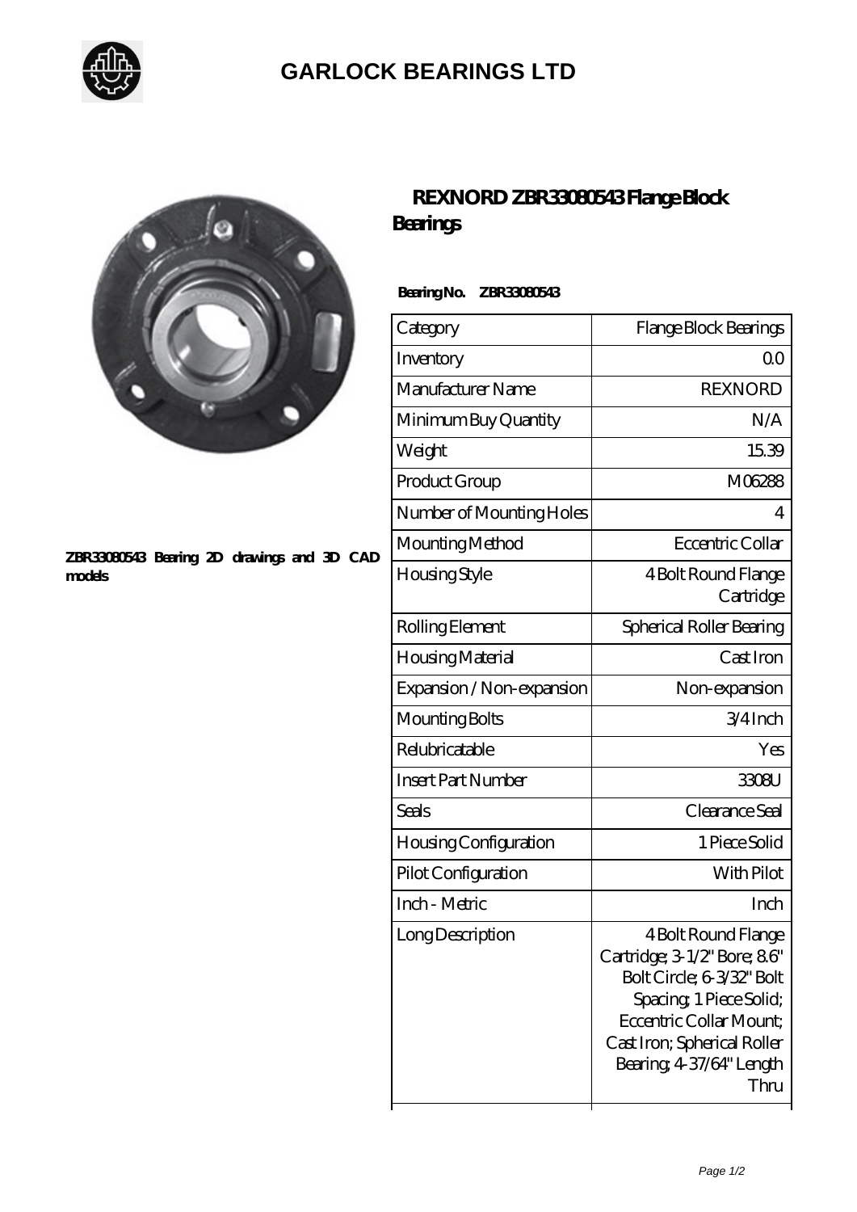# GARLOCK BEARINGS LTD

ZBR33080543 Bearing 2D drawings and 3D CAD models

## REXNORD ZBR33080543 Flange Block Bearings

**Bearing No. ZBR33080543**

| Category | Flange Block Bearings |
| --- | --- |
| Inventory | 0.0 |
| Manufacturer Name | REXNORD |
| Minimum Buy Quantity | N/A |
| Weight | 15.39 |
| Product Group | M06288 |
| Number of Mounting Holes | 4 |
| Mounting Method | Eccentric Collar |
| Housing Style | 4 Bolt Round Flange Cartridge |
| Rolling Element | Spherical Roller Bearing |
| Housing Material | Cast Iron |
| Expansion / Non-expansion | Non-expansion |
| Mounting Bolts | 3/4 Inch |
| Relubricatable | Yes |
| Insert Part Number | 3308U |
| Seals | Clearance Seal |
| Housing Configuration | 1 Piece Solid |
| Pilot Configuration | With Pilot |
| Inch - Metric | Inch |
| Long Description | 4 Bolt Round Flange Cartridge; 3-1/2" Bore; 8.6" Bolt Circle; 6-3/32" Bolt Spacing; 1 Piece Solid; Eccentric Collar Mount; Cast Iron; Spherical Roller Bearing; 4-37/64" Length Thru |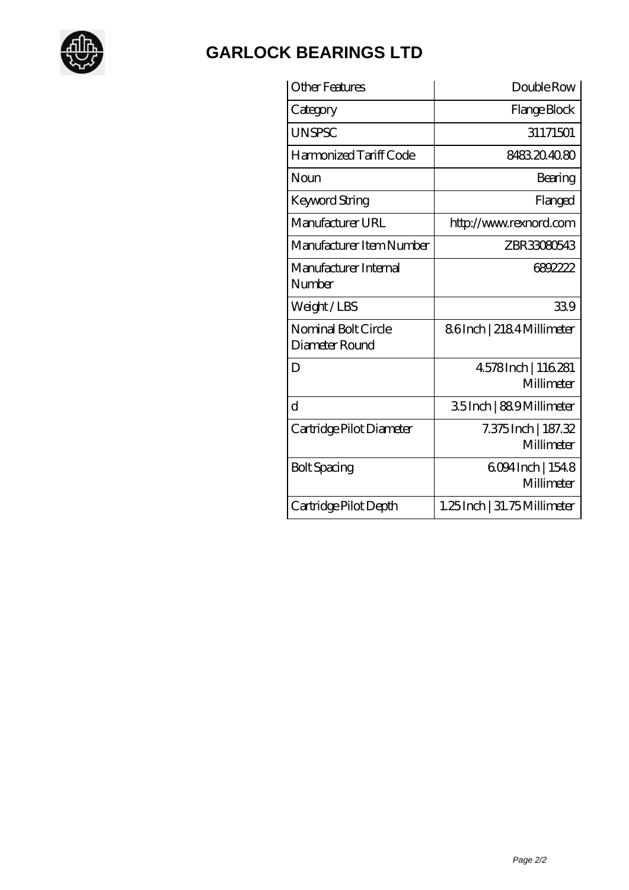# GARLOCK BEARINGS LTD

| | |
|---|---|
| Other Features | Double Row |
| Category | Flange Block |
| UNSPSC | 31171501 |
| Harmonized Tariff Code | 8483.20.40.80 |
| Noun | Bearing |
| Keyword String | Flanged |
| Manufacturer URL | http://www.rexnord.com |
| Manufacturer Item Number | ZBR33080543 |
| Manufacturer Internal Number | 6892222 |
| Weight / LBS | 33.9 |
| Nominal Bolt Circle Diameter Round | 8.6 Inch \| 218.4 Millimeter |
| D | 4.578 Inch \| 116.281 Millimeter |
| d | 3.5 Inch \| 88.9 Millimeter |
| Cartridge Pilot Diameter | 7.375 Inch \| 187.32 Millimeter |
| Bolt Spacing | 6.094 Inch \| 154.8 Millimeter |
| Cartridge Pilot Depth | 1.25 Inch \| 31.75 Millimeter |